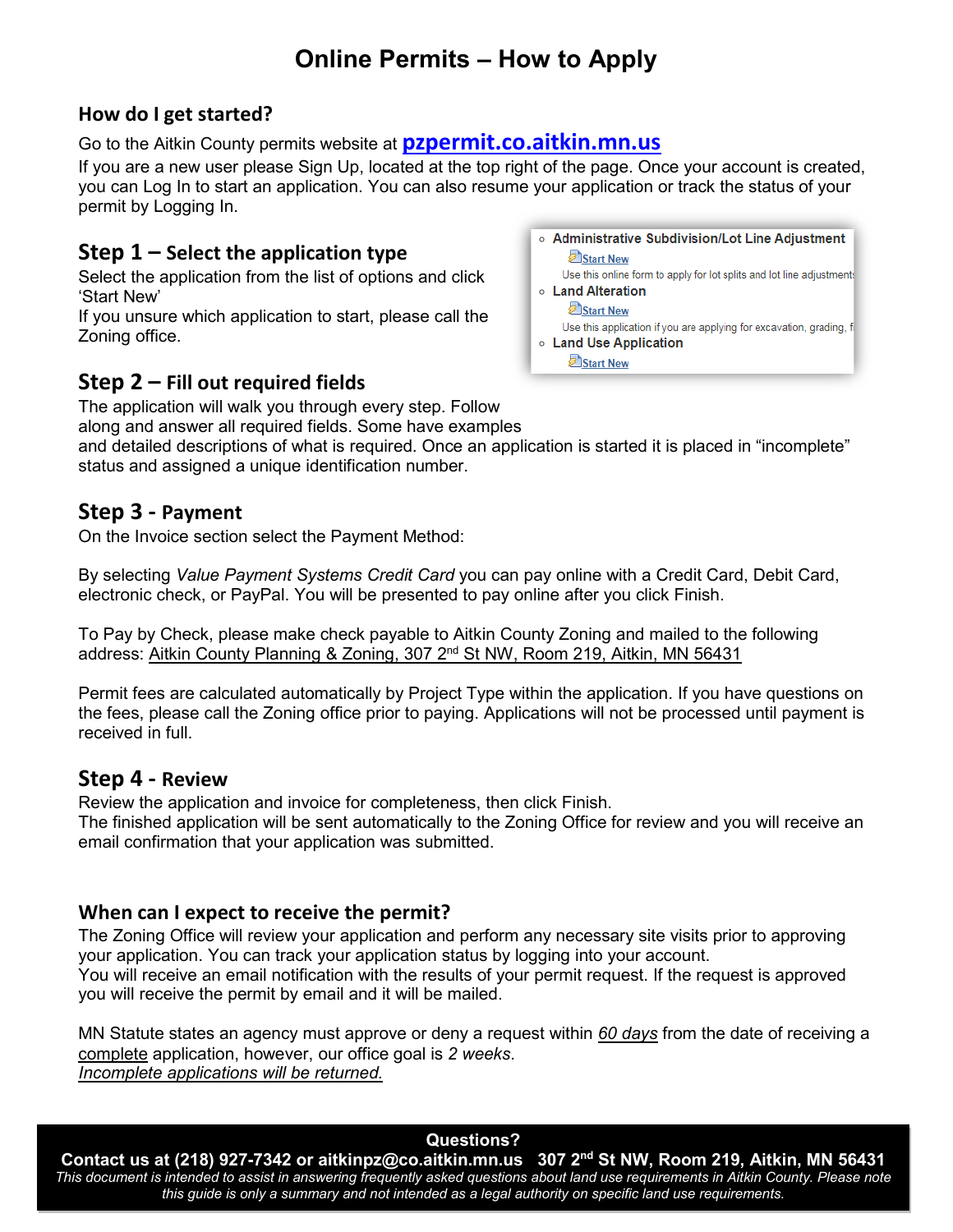# Online Permits – How to Apply

## How do I get started?

Go to the Aitkin County permits website at **pzpermit.co.aitkin.mn.us**

If you are a new user please Sign Up, located at the top right of the page. Once your account is created, you can Log In to start an application. You can also resume your application or track the status of your permit by Logging In.

## Step 1 – Select the application type

Select the application from the list of options and click 'Start New'

If you unsure which application to start, please call the Zoning office.

- **Administrative Subdivision/Lot Line Adjustment**
  Start New
  Use this online form to apply for lot splits and lot line adjustments
- **Land Alteration**
  Start New
  Use this application if you are applying for excavation, grading, f
- **Land Use Application**
  Start New

## Step 2 – Fill out required fields

The application will walk you through every step. Follow along and answer all required fields. Some have examples and detailed descriptions of what is required. Once an application is started it is placed in "incomplete" status and assigned a unique identification number.

## Step 3 - Payment

On the Invoice section select the Payment Method:

By selecting *Value Payment Systems Credit Card* you can pay online with a Credit Card, Debit Card, electronic check, or PayPal. You will be presented to pay online after you click Finish.

To Pay by Check, please make check payable to Aitkin County Zoning and mailed to the following address: Aitkin County Planning & Zoning, 307 2nd St NW, Room 219, Aitkin, MN 56431

Permit fees are calculated automatically by Project Type within the application. If you have questions on the fees, please call the Zoning office prior to paying. Applications will not be processed until payment is received in full.

## Step 4 - Review

Review the application and invoice for completeness, then click Finish.

The finished application will be sent automatically to the Zoning Office for review and you will receive an email confirmation that your application was submitted.

## When can I expect to receive the permit?

The Zoning Office will review your application and perform any necessary site visits prior to approving your application. You can track your application status by logging into your account.

You will receive an email notification with the results of your permit request. If the request is approved you will receive the permit by email and it will be mailed.

MN Statute states an agency must approve or deny a request within *60 days* from the date of receiving a complete application, however, our office goal is *2 weeks*.

*Incomplete applications will be returned.*

**Questions?**

**Contact us at (218) 927-7342 or aitkinpz@co.aitkin.mn.us 307 2nd St NW, Room 219, Aitkin, MN 56431**

*This document is intended to assist in answering frequently asked questions about land use requirements in Aitkin County. Please note this guide is only a summary and not intended as a legal authority on specific land use requirements.*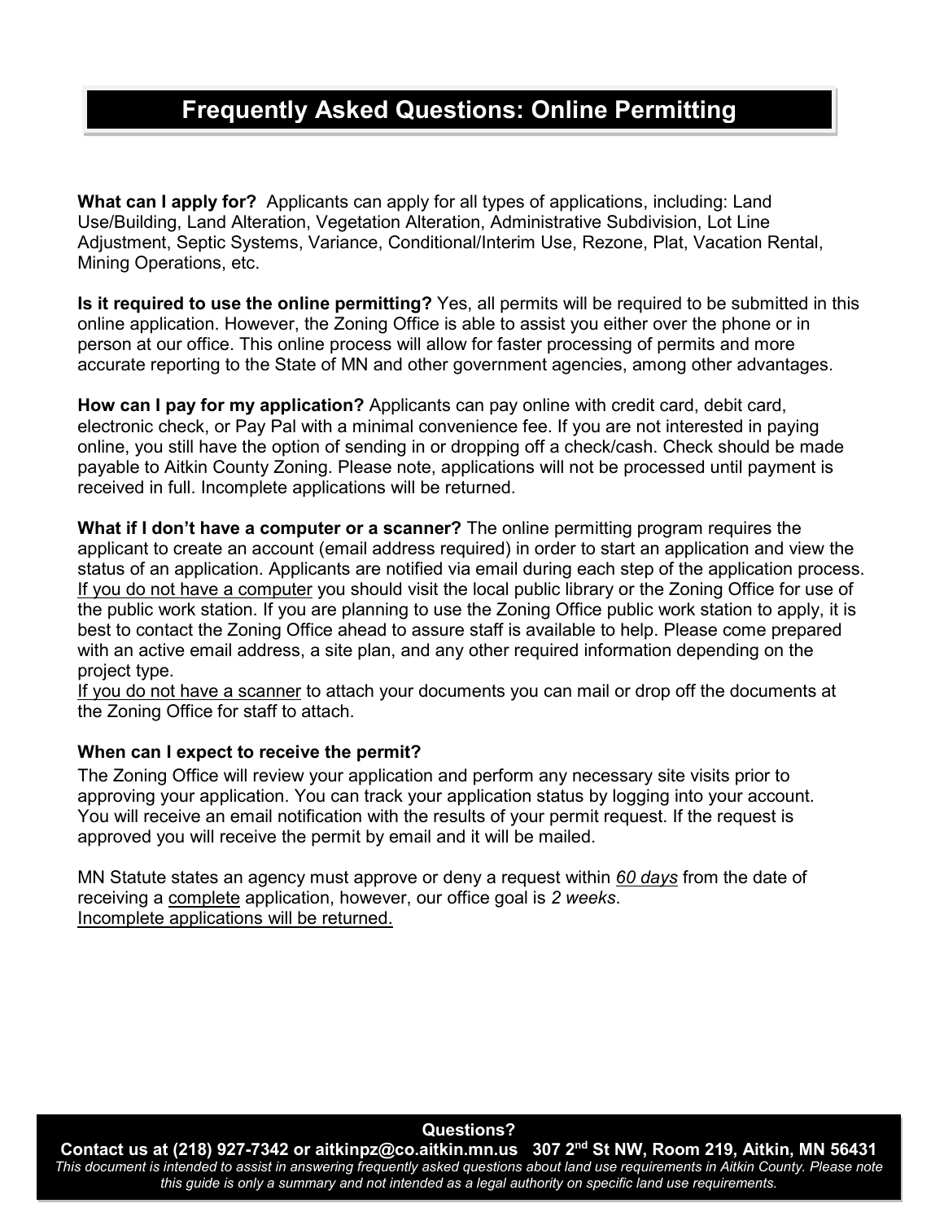# Frequently Asked Questions: Online Permitting

**What can I apply for?** Applicants can apply for all types of applications, including: Land Use/Building, Land Alteration, Vegetation Alteration, Administrative Subdivision, Lot Line Adjustment, Septic Systems, Variance, Conditional/Interim Use, Rezone, Plat, Vacation Rental, Mining Operations, etc.

**Is it required to use the online permitting?** Yes, all permits will be required to be submitted in this online application. However, the Zoning Office is able to assist you either over the phone or in person at our office. This online process will allow for faster processing of permits and more accurate reporting to the State of MN and other government agencies, among other advantages.

**How can I pay for my application?** Applicants can pay online with credit card, debit card, electronic check, or Pay Pal with a minimal convenience fee. If you are not interested in paying online, you still have the option of sending in or dropping off a check/cash. Check should be made payable to Aitkin County Zoning. Please note, applications will not be processed until payment is received in full. Incomplete applications will be returned.

**What if I don't have a computer or a scanner?** The online permitting program requires the applicant to create an account (email address required) in order to start an application and view the status of an application. Applicants are notified via email during each step of the application process. <u>If you do not have a computer</u> you should visit the local public library or the Zoning Office for use of the public work station. If you are planning to use the Zoning Office public work station to apply, it is best to contact the Zoning Office ahead to assure staff is available to help. Please come prepared with an active email address, a site plan, and any other required information depending on the project type.
<u>If you do not have a scanner</u> to attach your documents you can mail or drop off the documents at the Zoning Office for staff to attach.

**When can I expect to receive the permit?**
The Zoning Office will review your application and perform any necessary site visits prior to approving your application. You can track your application status by logging into your account. You will receive an email notification with the results of your permit request. If the request is approved you will receive the permit by email and it will be mailed.

MN Statute states an agency must approve or deny a request within *<u>60 days</u>* from the date of receiving a <u>complete</u> application, however, our office goal is *2 weeks*.
<u>Incomplete applications will be returned.</u>

**Questions?**
**Contact us at (218) 927-7342 or aitkinpz@co.aitkin.mn.us 307 2nd St NW, Room 219, Aitkin, MN 56431**
*This document is intended to assist in answering frequently asked questions about land use requirements in Aitkin County. Please note this guide is only a summary and not intended as a legal authority on specific land use requirements.*